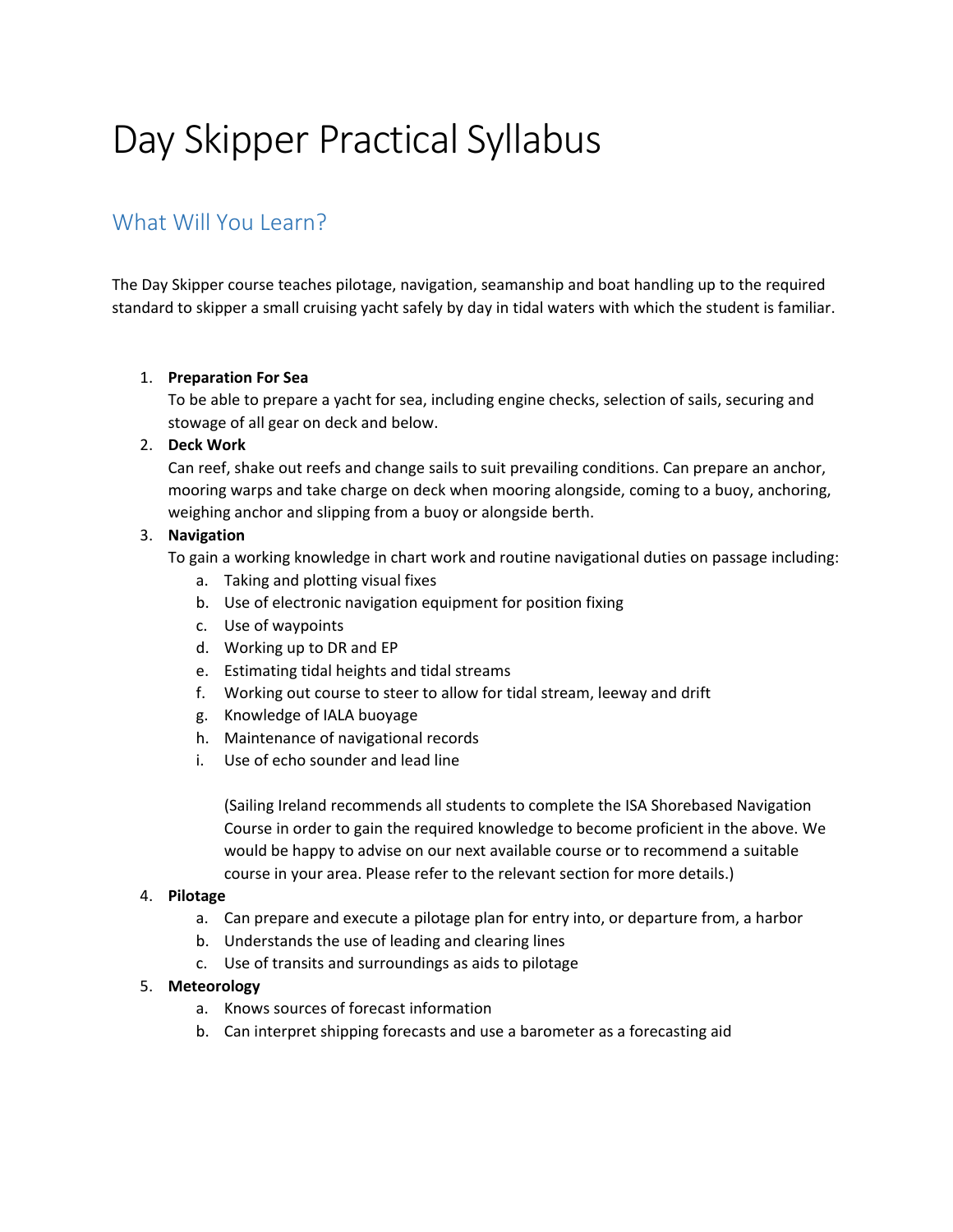# Day Skipper Practical Syllabus

## What Will You Learn?

The Day Skipper course teaches pilotage, navigation, seamanship and boat handling up to the required standard to skipper a small cruising yacht safely by day in tidal waters with which the student is familiar.

1. **Preparation For Sea**
   To be able to prepare a yacht for sea, including engine checks, selection of sails, securing and stowage of all gear on deck and below.
2. **Deck Work**
   Can reef, shake out reefs and change sails to suit prevailing conditions. Can prepare an anchor, mooring warps and take charge on deck when mooring alongside, coming to a buoy, anchoring, weighing anchor and slipping from a buoy or alongside berth.
3. **Navigation**
   To gain a working knowledge in chart work and routine navigational duties on passage including:
   a. Taking and plotting visual fixes
   b. Use of electronic navigation equipment for position fixing
   c. Use of waypoints
   d. Working up to DR and EP
   e. Estimating tidal heights and tidal streams
   f. Working out course to steer to allow for tidal stream, leeway and drift
   g. Knowledge of IALA buoyage
   h. Maintenance of navigational records
   i. Use of echo sounder and lead line

      (Sailing Ireland recommends all students to complete the ISA Shorebased Navigation Course in order to gain the required knowledge to become proficient in the above. We would be happy to advise on our next available course or to recommend a suitable course in your area. Please refer to the relevant section for more details.)
4. **Pilotage**
   a. Can prepare and execute a pilotage plan for entry into, or departure from, a harbor
   b. Understands the use of leading and clearing lines
   c. Use of transits and surroundings as aids to pilotage
5. **Meteorology**
   a. Knows sources of forecast information
   b. Can interpret shipping forecasts and use a barometer as a forecasting aid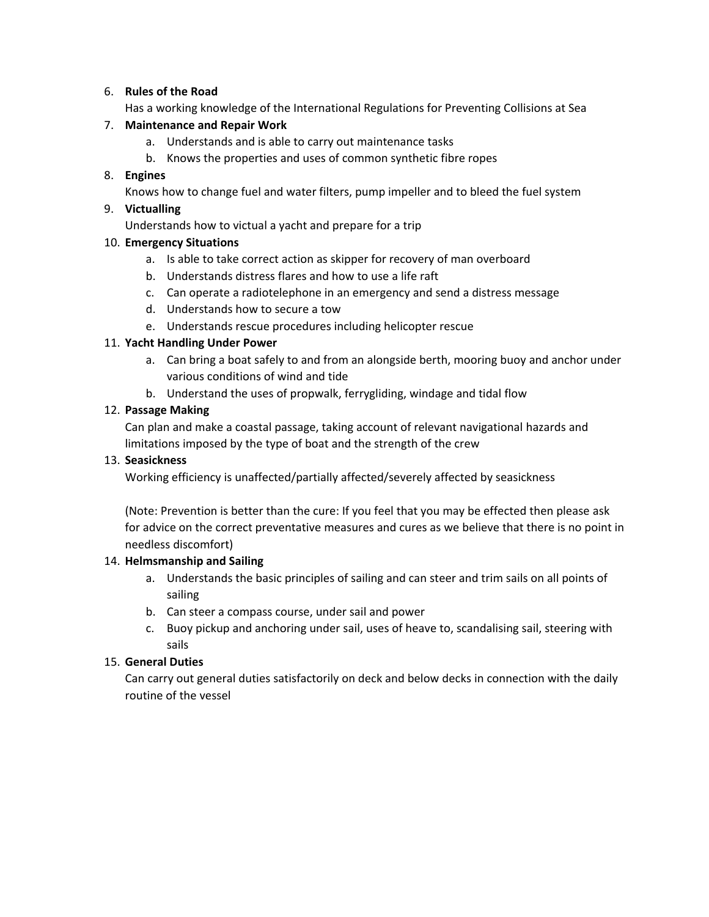6. **Rules of the Road**
   Has a working knowledge of the International Regulations for Preventing Collisions at Sea
7. **Maintenance and Repair Work**
   a. Understands and is able to carry out maintenance tasks
   b. Knows the properties and uses of common synthetic fibre ropes
8. **Engines**
   Knows how to change fuel and water filters, pump impeller and to bleed the fuel system
9. **Victualling**
   Understands how to victual a yacht and prepare for a trip
10. **Emergency Situations**
    a. Is able to take correct action as skipper for recovery of man overboard
    b. Understands distress flares and how to use a life raft
    c. Can operate a radiotelephone in an emergency and send a distress message
    d. Understands how to secure a tow
    e. Understands rescue procedures including helicopter rescue
11. **Yacht Handling Under Power**
    a. Can bring a boat safely to and from an alongside berth, mooring buoy and anchor under various conditions of wind and tide
    b. Understand the uses of propwalk, ferrygliding, windage and tidal flow
12. **Passage Making**
    Can plan and make a coastal passage, taking account of relevant navigational hazards and limitations imposed by the type of boat and the strength of the crew
13. **Seasickness**
    Working efficiency is unaffected/partially affected/severely affected by seasickness

    (Note: Prevention is better than the cure: If you feel that you may be effected then please ask for advice on the correct preventative measures and cures as we believe that there is no point in needless discomfort)
14. **Helmsmanship and Sailing**
    a. Understands the basic principles of sailing and can steer and trim sails on all points of sailing
    b. Can steer a compass course, under sail and power
    c. Buoy pickup and anchoring under sail, uses of heave to, scandalising sail, steering with sails
15. **General Duties**
    Can carry out general duties satisfactorily on deck and below decks in connection with the daily routine of the vessel